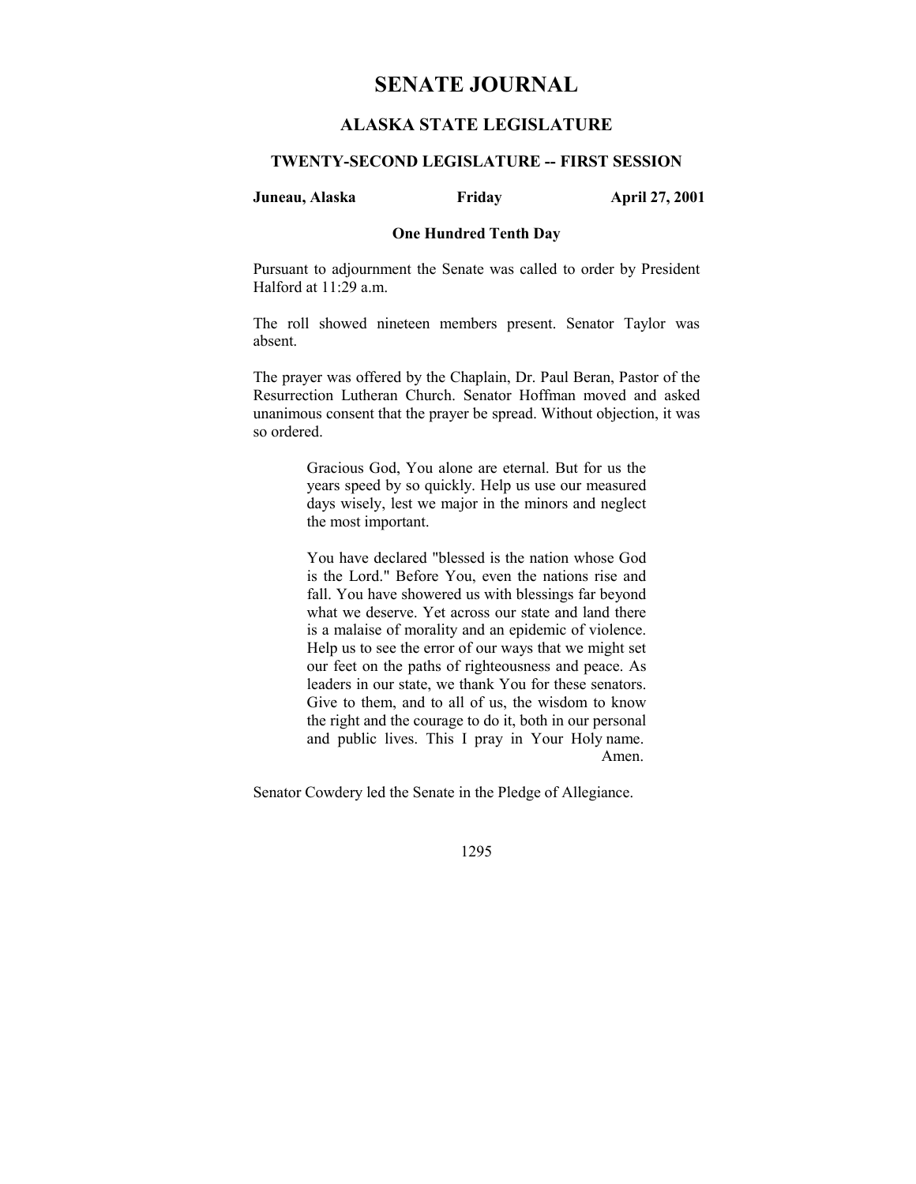# SENATE JOURNAL

## ALASKA STATE LEGISLATURE

### TWENTY-SECOND LEGISLATURE -- FIRST SESSION

**Juneau, Alaska** **Friday** **April 27, 2001**

**One Hundred Tenth Day**

Pursuant to adjournment the Senate was called to order by President Halford at 11:29 a.m.

The roll showed nineteen members present. Senator Taylor was absent.

The prayer was offered by the Chaplain, Dr. Paul Beran, Pastor of the Resurrection Lutheran Church. Senator Hoffman moved and asked unanimous consent that the prayer be spread. Without objection, it was so ordered.

> Gracious God, You alone are eternal. But for us the years speed by so quickly. Help us use our measured days wisely, lest we major in the minors and neglect the most important.
>
> You have declared "blessed is the nation whose God is the Lord." Before You, even the nations rise and fall. You have showered us with blessings far beyond what we deserve. Yet across our state and land there is a malaise of morality and an epidemic of violence. Help us to see the error of our ways that we might set our feet on the paths of righteousness and peace. As leaders in our state, we thank You for these senators. Give to them, and to all of us, the wisdom to know the right and the courage to do it, both in our personal and public lives. This I pray in Your Holy name. Amen.

Senator Cowdery led the Senate in the Pledge of Allegiance.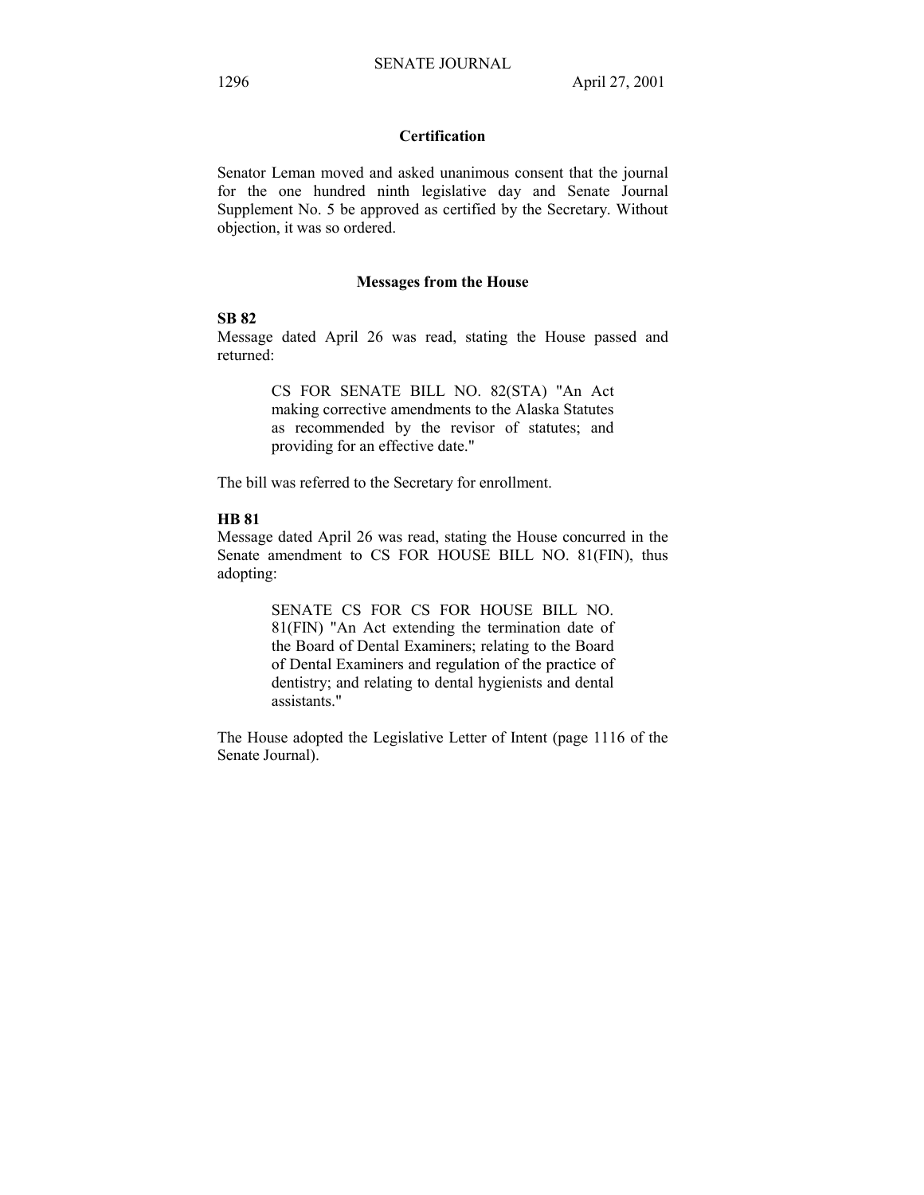## Certification

Senator Leman moved and asked unanimous consent that the journal for the one hundred ninth legislative day and Senate Journal Supplement No. 5 be approved as certified by the Secretary. Without objection, it was so ordered.

## Messages from the House

**SB 82**

Message dated April 26 was read, stating the House passed and returned:

> CS FOR SENATE BILL NO. 82(STA) "An Act making corrective amendments to the Alaska Statutes as recommended by the revisor of statutes; and providing for an effective date."

The bill was referred to the Secretary for enrollment.

**HB 81**

Message dated April 26 was read, stating the House concurred in the Senate amendment to CS FOR HOUSE BILL NO. 81(FIN), thus adopting:

> SENATE CS FOR CS FOR HOUSE BILL NO. 81(FIN) "An Act extending the termination date of the Board of Dental Examiners; relating to the Board of Dental Examiners and regulation of the practice of dentistry; and relating to dental hygienists and dental assistants."

The House adopted the Legislative Letter of Intent (page 1116 of the Senate Journal).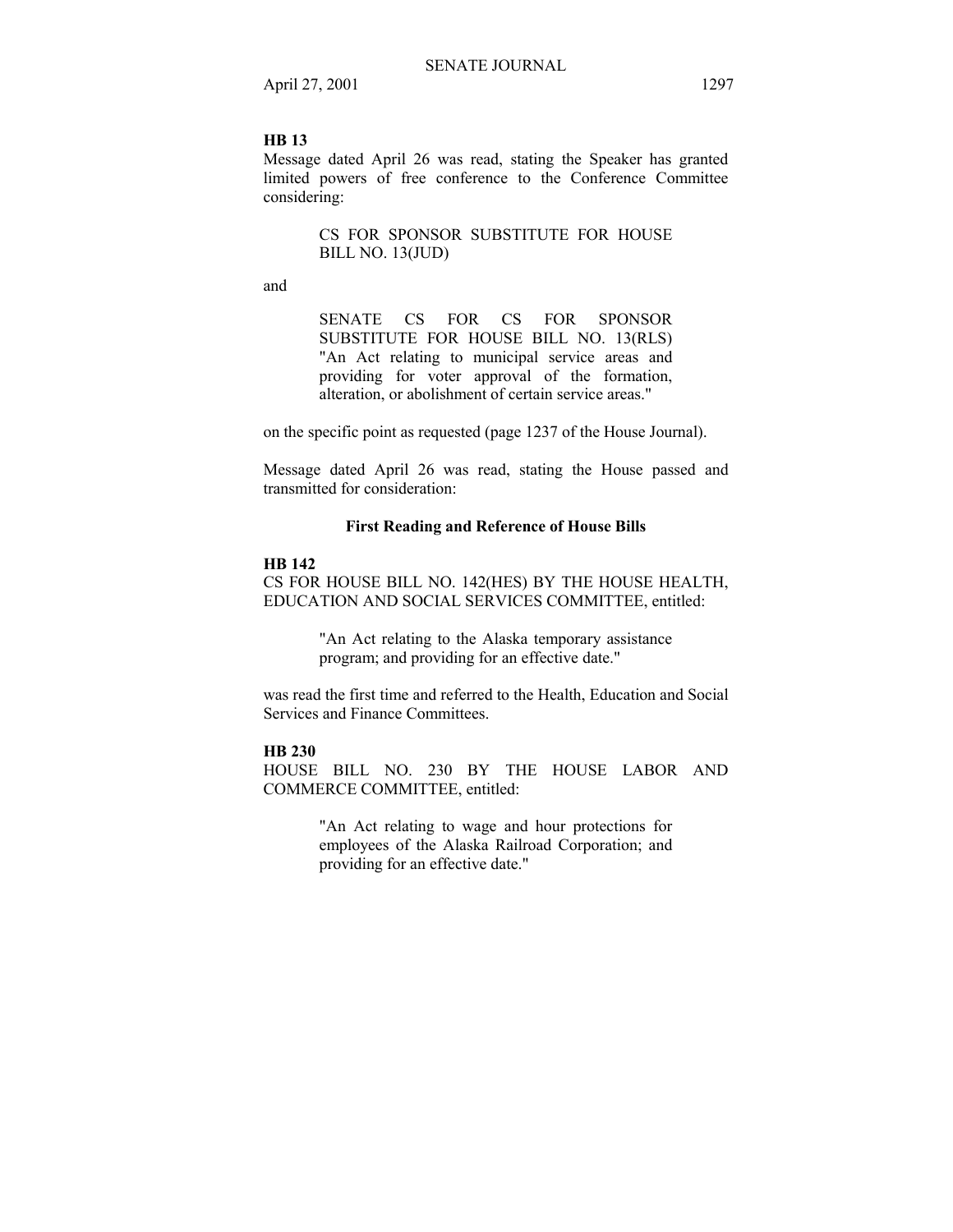**HB 13**

Message dated April 26 was read, stating the Speaker has granted limited powers of free conference to the Conference Committee considering:

> CS FOR SPONSOR SUBSTITUTE FOR HOUSE BILL NO. 13(JUD)

and

> SENATE CS FOR CS FOR SPONSOR SUBSTITUTE FOR HOUSE BILL NO. 13(RLS) "An Act relating to municipal service areas and providing for voter approval of the formation, alteration, or abolishment of certain service areas."

on the specific point as requested (page 1237 of the House Journal).

Message dated April 26 was read, stating the House passed and transmitted for consideration:

## First Reading and Reference of House Bills

**HB 142**

CS FOR HOUSE BILL NO. 142(HES) BY THE HOUSE HEALTH, EDUCATION AND SOCIAL SERVICES COMMITTEE, entitled:

> "An Act relating to the Alaska temporary assistance program; and providing for an effective date."

was read the first time and referred to the Health, Education and Social Services and Finance Committees.

**HB 230**

HOUSE BILL NO. 230 BY THE HOUSE LABOR AND COMMERCE COMMITTEE, entitled:

> "An Act relating to wage and hour protections for employees of the Alaska Railroad Corporation; and providing for an effective date."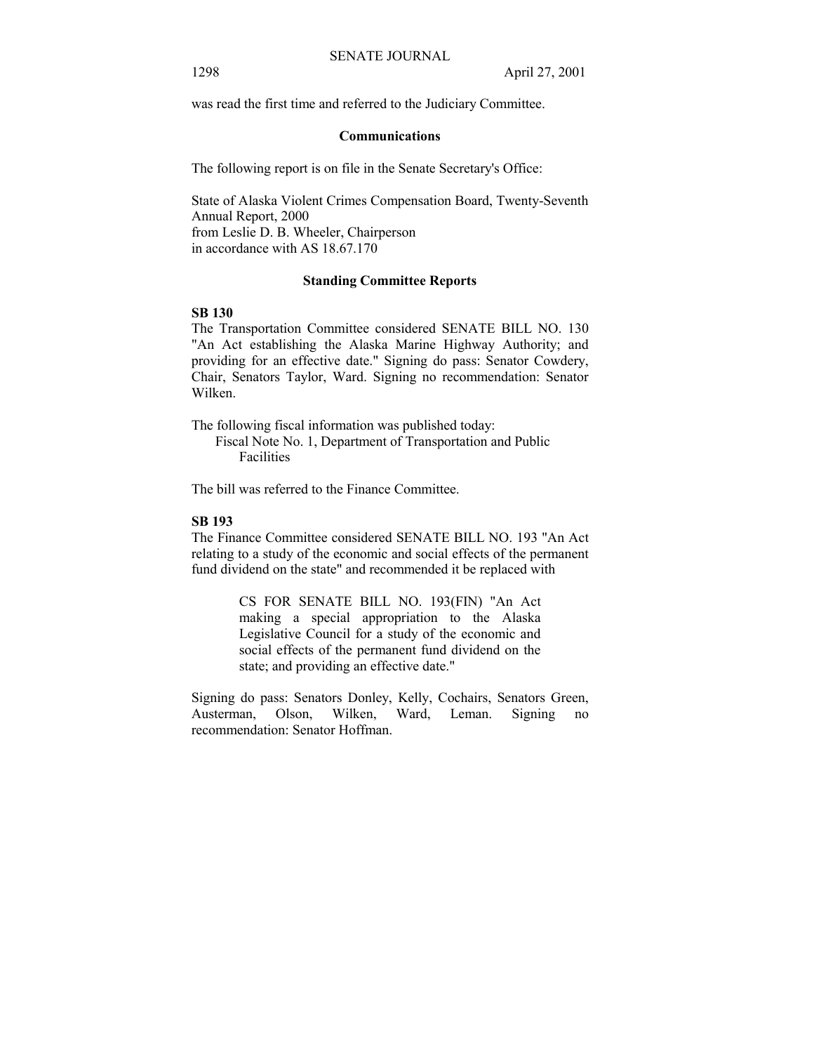was read the first time and referred to the Judiciary Committee.

## Communications

The following report is on file in the Senate Secretary's Office:

State of Alaska Violent Crimes Compensation Board, Twenty-Seventh Annual Report, 2000
from Leslie D. B. Wheeler, Chairperson
in accordance with AS 18.67.170

## Standing Committee Reports

**SB 130**

The Transportation Committee considered SENATE BILL NO. 130 "An Act establishing the Alaska Marine Highway Authority; and providing for an effective date." Signing do pass: Senator Cowdery, Chair, Senators Taylor, Ward. Signing no recommendation: Senator Wilken.

The following fiscal information was published today:
Fiscal Note No. 1, Department of Transportation and Public Facilities

The bill was referred to the Finance Committee.

**SB 193**

The Finance Committee considered SENATE BILL NO. 193 "An Act relating to a study of the economic and social effects of the permanent fund dividend on the state" and recommended it be replaced with

> CS FOR SENATE BILL NO. 193(FIN) "An Act making a special appropriation to the Alaska Legislative Council for a study of the economic and social effects of the permanent fund dividend on the state; and providing an effective date."

Signing do pass: Senators Donley, Kelly, Cochairs, Senators Green, Austerman, Olson, Wilken, Ward, Leman. Signing no recommendation: Senator Hoffman.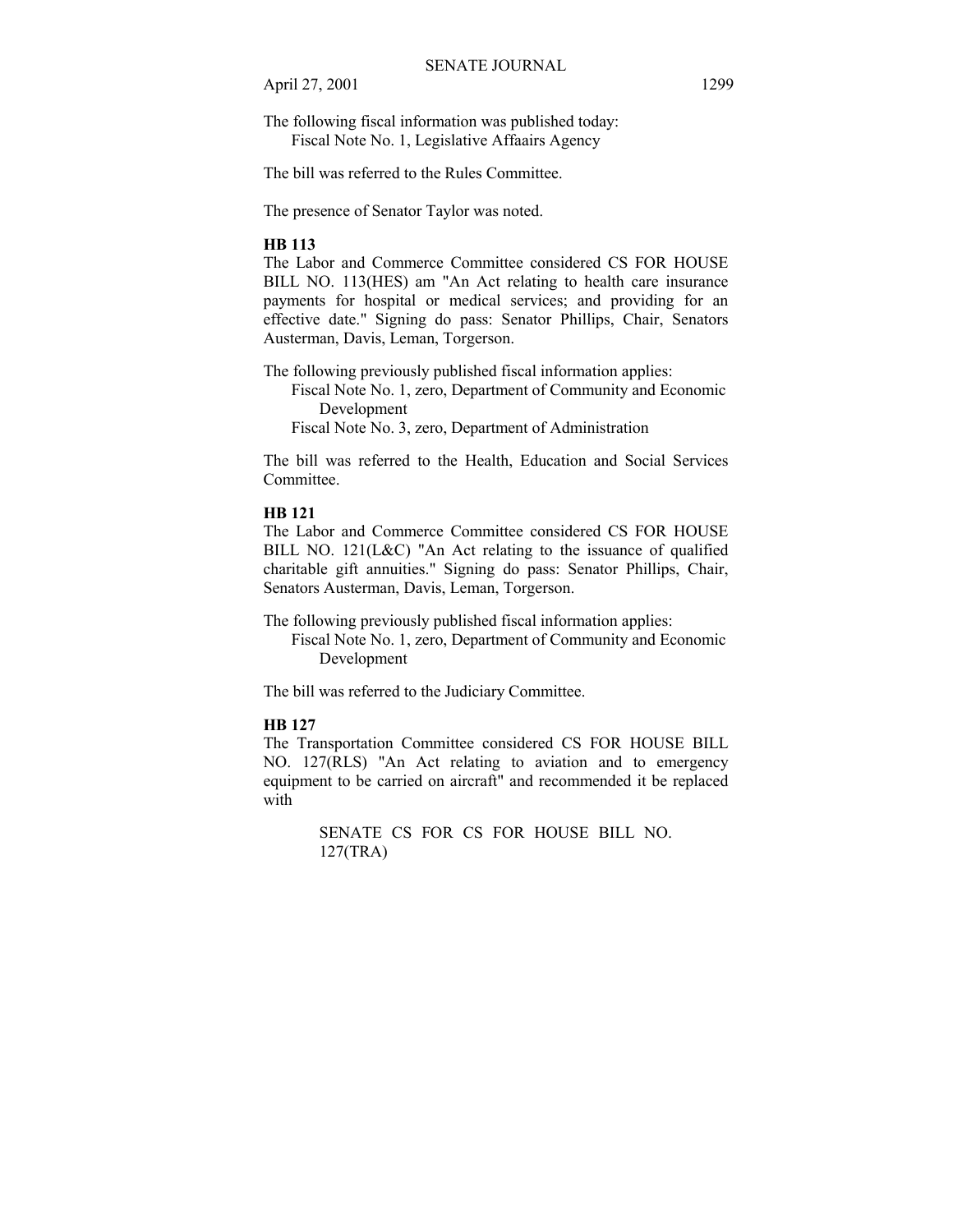The following fiscal information was published today:
  Fiscal Note No. 1, Legislative Affaairs Agency

The bill was referred to the Rules Committee.

The presence of Senator Taylor was noted.

**HB 113**

The Labor and Commerce Committee considered CS FOR HOUSE BILL NO. 113(HES) am "An Act relating to health care insurance payments for hospital or medical services; and providing for an effective date." Signing do pass: Senator Phillips, Chair, Senators Austerman, Davis, Leman, Torgerson.

The following previously published fiscal information applies:
  Fiscal Note No. 1, zero, Department of Community and Economic Development
  Fiscal Note No. 3, zero, Department of Administration

The bill was referred to the Health, Education and Social Services Committee.

**HB 121**

The Labor and Commerce Committee considered CS FOR HOUSE BILL NO. 121(L&C) "An Act relating to the issuance of qualified charitable gift annuities." Signing do pass: Senator Phillips, Chair, Senators Austerman, Davis, Leman, Torgerson.

The following previously published fiscal information applies:
  Fiscal Note No. 1, zero, Department of Community and Economic Development

The bill was referred to the Judiciary Committee.

**HB 127**

The Transportation Committee considered CS FOR HOUSE BILL NO. 127(RLS) "An Act relating to aviation and to emergency equipment to be carried on aircraft" and recommended it be replaced with

SENATE CS FOR CS FOR HOUSE BILL NO. 127(TRA)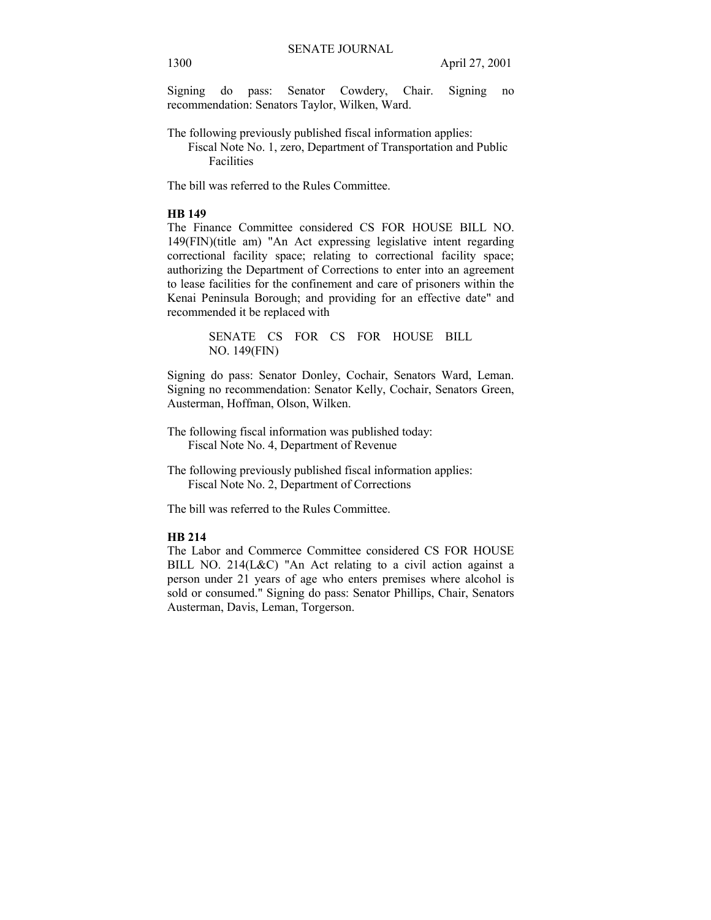Signing do pass: Senator Cowdery, Chair. Signing no recommendation: Senators Taylor, Wilken, Ward.

The following previously published fiscal information applies:
Fiscal Note No. 1, zero, Department of Transportation and Public Facilities

The bill was referred to the Rules Committee.

**HB 149**

The Finance Committee considered CS FOR HOUSE BILL NO. 149(FIN)(title am) "An Act expressing legislative intent regarding correctional facility space; relating to correctional facility space; authorizing the Department of Corrections to enter into an agreement to lease facilities for the confinement and care of prisoners within the Kenai Peninsula Borough; and providing for an effective date" and recommended it be replaced with

SENATE CS FOR CS FOR HOUSE BILL NO. 149(FIN)

Signing do pass: Senator Donley, Cochair, Senators Ward, Leman. Signing no recommendation: Senator Kelly, Cochair, Senators Green, Austerman, Hoffman, Olson, Wilken.

The following fiscal information was published today:
Fiscal Note No. 4, Department of Revenue

The following previously published fiscal information applies:
Fiscal Note No. 2, Department of Corrections

The bill was referred to the Rules Committee.

**HB 214**

The Labor and Commerce Committee considered CS FOR HOUSE BILL NO. 214(L&C) "An Act relating to a civil action against a person under 21 years of age who enters premises where alcohol is sold or consumed." Signing do pass: Senator Phillips, Chair, Senators Austerman, Davis, Leman, Torgerson.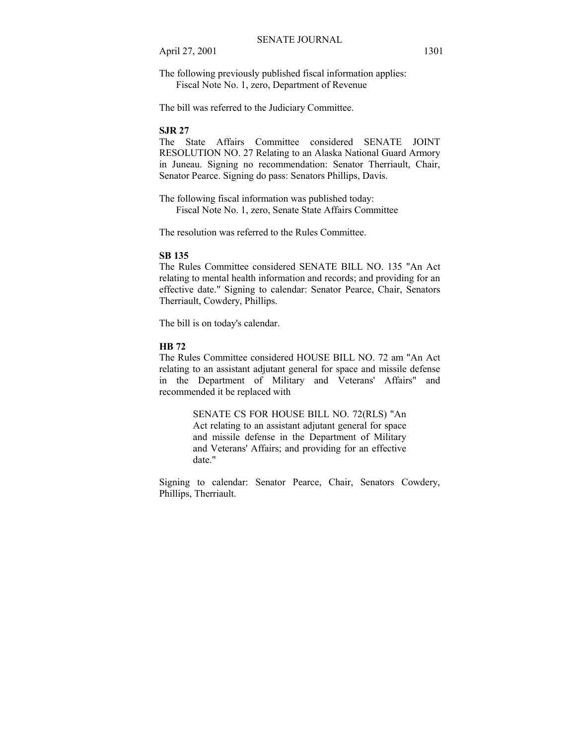The following previously published fiscal information applies:
Fiscal Note No. 1, zero, Department of Revenue

The bill was referred to the Judiciary Committee.

**SJR 27**

The State Affairs Committee considered SENATE JOINT RESOLUTION NO. 27 Relating to an Alaska National Guard Armory in Juneau. Signing no recommendation: Senator Therriault, Chair, Senator Pearce. Signing do pass: Senators Phillips, Davis.

The following fiscal information was published today:
Fiscal Note No. 1, zero, Senate State Affairs Committee

The resolution was referred to the Rules Committee.

**SB 135**

The Rules Committee considered SENATE BILL NO. 135 "An Act relating to mental health information and records; and providing for an effective date." Signing to calendar: Senator Pearce, Chair, Senators Therriault, Cowdery, Phillips.

The bill is on today's calendar.

**HB 72**

The Rules Committee considered HOUSE BILL NO. 72 am "An Act relating to an assistant adjutant general for space and missile defense in the Department of Military and Veterans' Affairs" and recommended it be replaced with

> SENATE CS FOR HOUSE BILL NO. 72(RLS) "An Act relating to an assistant adjutant general for space and missile defense in the Department of Military and Veterans' Affairs; and providing for an effective date."

Signing to calendar: Senator Pearce, Chair, Senators Cowdery, Phillips, Therriault.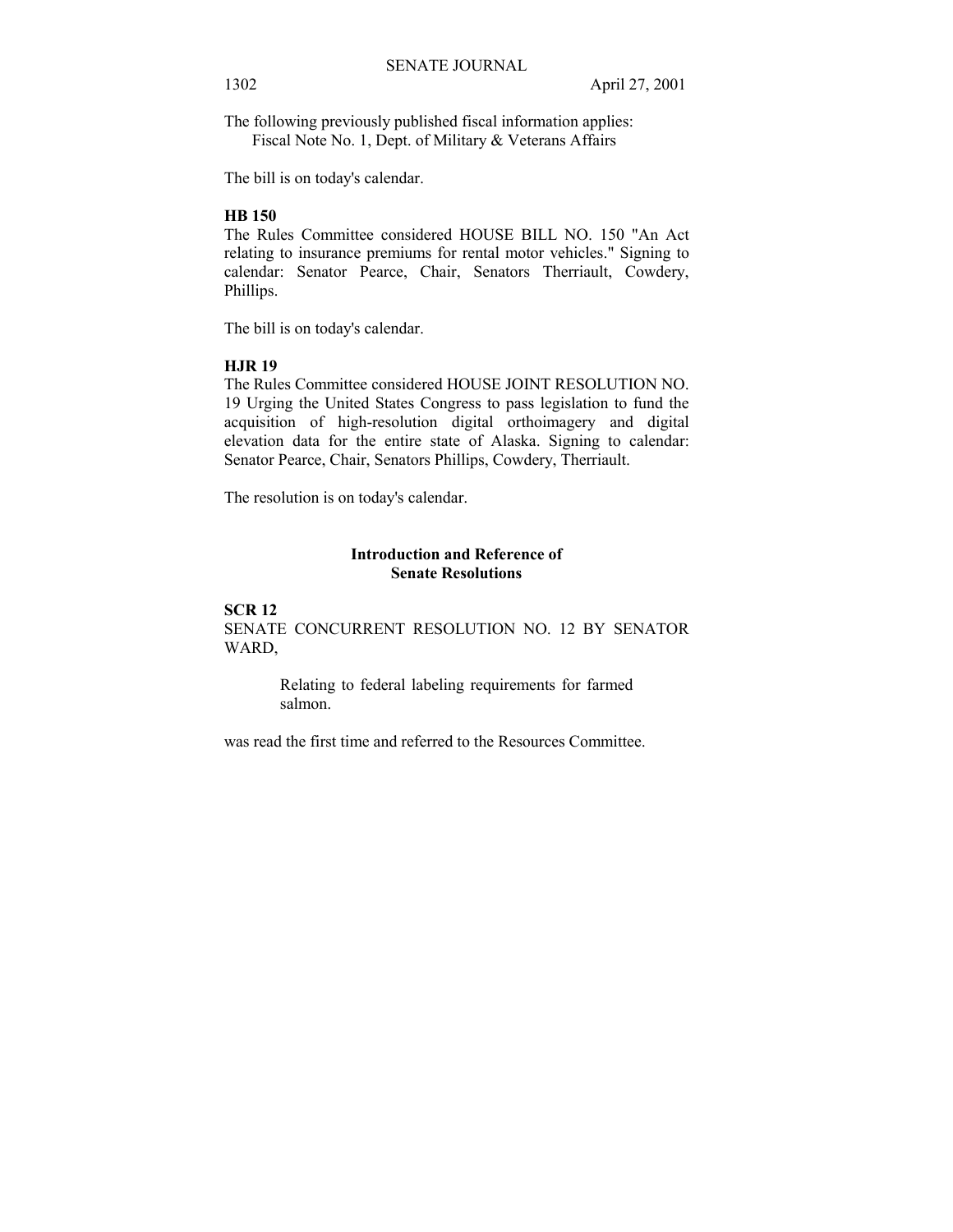The following previously published fiscal information applies:
Fiscal Note No. 1, Dept. of Military & Veterans Affairs

The bill is on today's calendar.

**HB 150**
The Rules Committee considered HOUSE BILL NO. 150 "An Act relating to insurance premiums for rental motor vehicles." Signing to calendar: Senator Pearce, Chair, Senators Therriault, Cowdery, Phillips.

The bill is on today's calendar.

**HJR 19**
The Rules Committee considered HOUSE JOINT RESOLUTION NO. 19 Urging the United States Congress to pass legislation to fund the acquisition of high-resolution digital orthoimagery and digital elevation data for the entire state of Alaska. Signing to calendar: Senator Pearce, Chair, Senators Phillips, Cowdery, Therriault.

The resolution is on today's calendar.

## Introduction and Reference of Senate Resolutions

**SCR 12**
SENATE CONCURRENT RESOLUTION NO. 12 BY SENATOR WARD,

> Relating to federal labeling requirements for farmed salmon.

was read the first time and referred to the Resources Committee.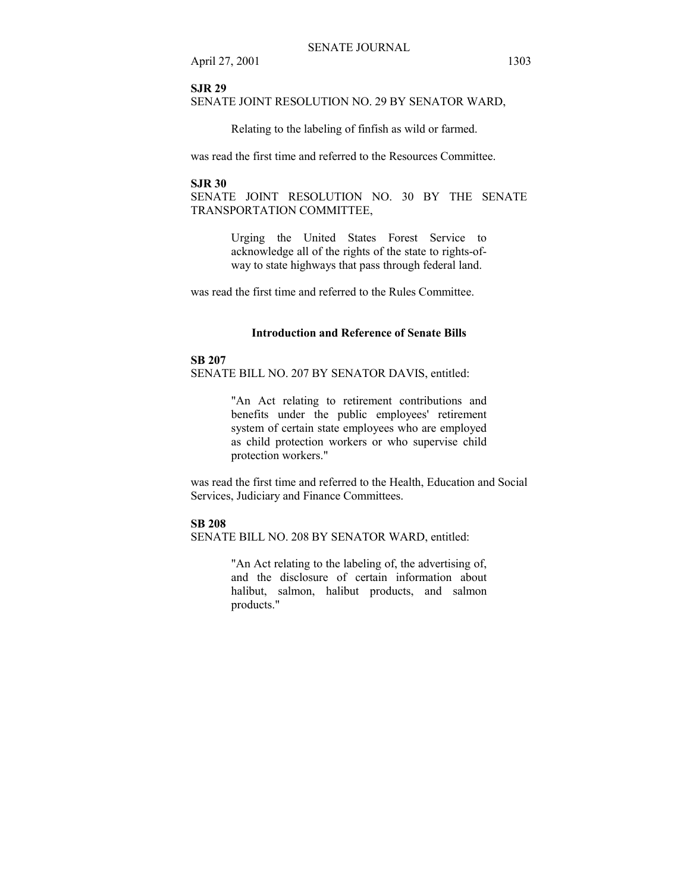**SJR 29**

SENATE JOINT RESOLUTION NO. 29 BY SENATOR WARD,

> Relating to the labeling of finfish as wild or farmed.

was read the first time and referred to the Resources Committee.

**SJR 30**

SENATE JOINT RESOLUTION NO. 30 BY THE SENATE TRANSPORTATION COMMITTEE,

> Urging the United States Forest Service to acknowledge all of the rights of the state to rights-of-way to state highways that pass through federal land.

was read the first time and referred to the Rules Committee.

### Introduction and Reference of Senate Bills

**SB 207**

SENATE BILL NO. 207 BY SENATOR DAVIS, entitled:

> "An Act relating to retirement contributions and benefits under the public employees' retirement system of certain state employees who are employed as child protection workers or who supervise child protection workers."

was read the first time and referred to the Health, Education and Social Services, Judiciary and Finance Committees.

**SB 208**

SENATE BILL NO. 208 BY SENATOR WARD, entitled:

> "An Act relating to the labeling of, the advertising of, and the disclosure of certain information about halibut, salmon, halibut products, and salmon products."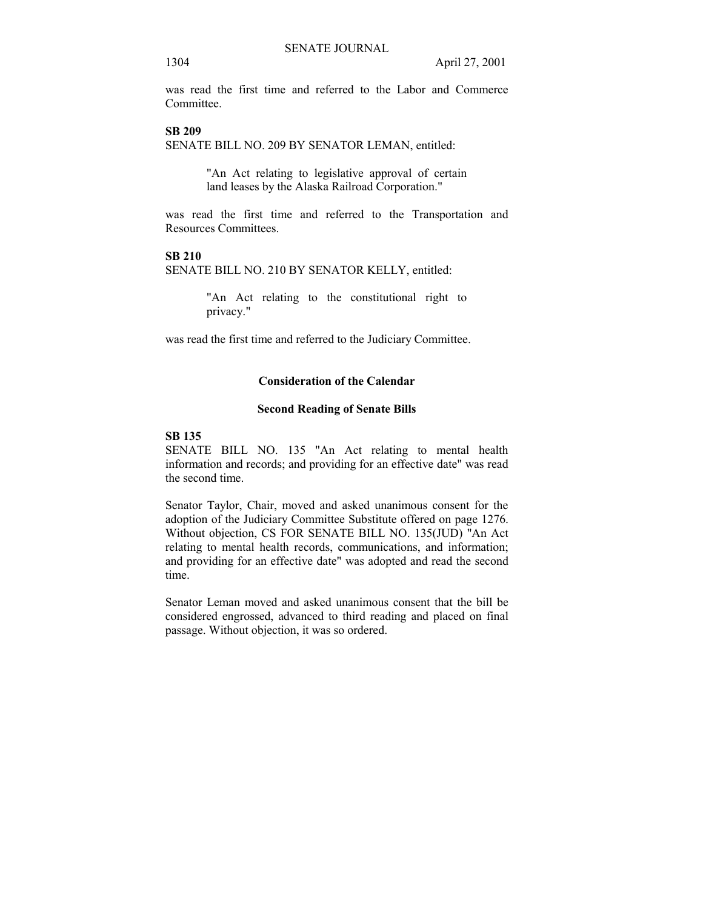was read the first time and referred to the Labor and Commerce Committee.

**SB 209**

SENATE BILL NO. 209 BY SENATOR LEMAN, entitled:

> "An Act relating to legislative approval of certain land leases by the Alaska Railroad Corporation."

was read the first time and referred to the Transportation and Resources Committees.

**SB 210**

SENATE BILL NO. 210 BY SENATOR KELLY, entitled:

> "An Act relating to the constitutional right to privacy."

was read the first time and referred to the Judiciary Committee.

## Consideration of the Calendar

### Second Reading of Senate Bills

**SB 135**

SENATE BILL NO. 135 "An Act relating to mental health information and records; and providing for an effective date" was read the second time.

Senator Taylor, Chair, moved and asked unanimous consent for the adoption of the Judiciary Committee Substitute offered on page 1276. Without objection, CS FOR SENATE BILL NO. 135(JUD) "An Act relating to mental health records, communications, and information; and providing for an effective date" was adopted and read the second time.

Senator Leman moved and asked unanimous consent that the bill be considered engrossed, advanced to third reading and placed on final passage. Without objection, it was so ordered.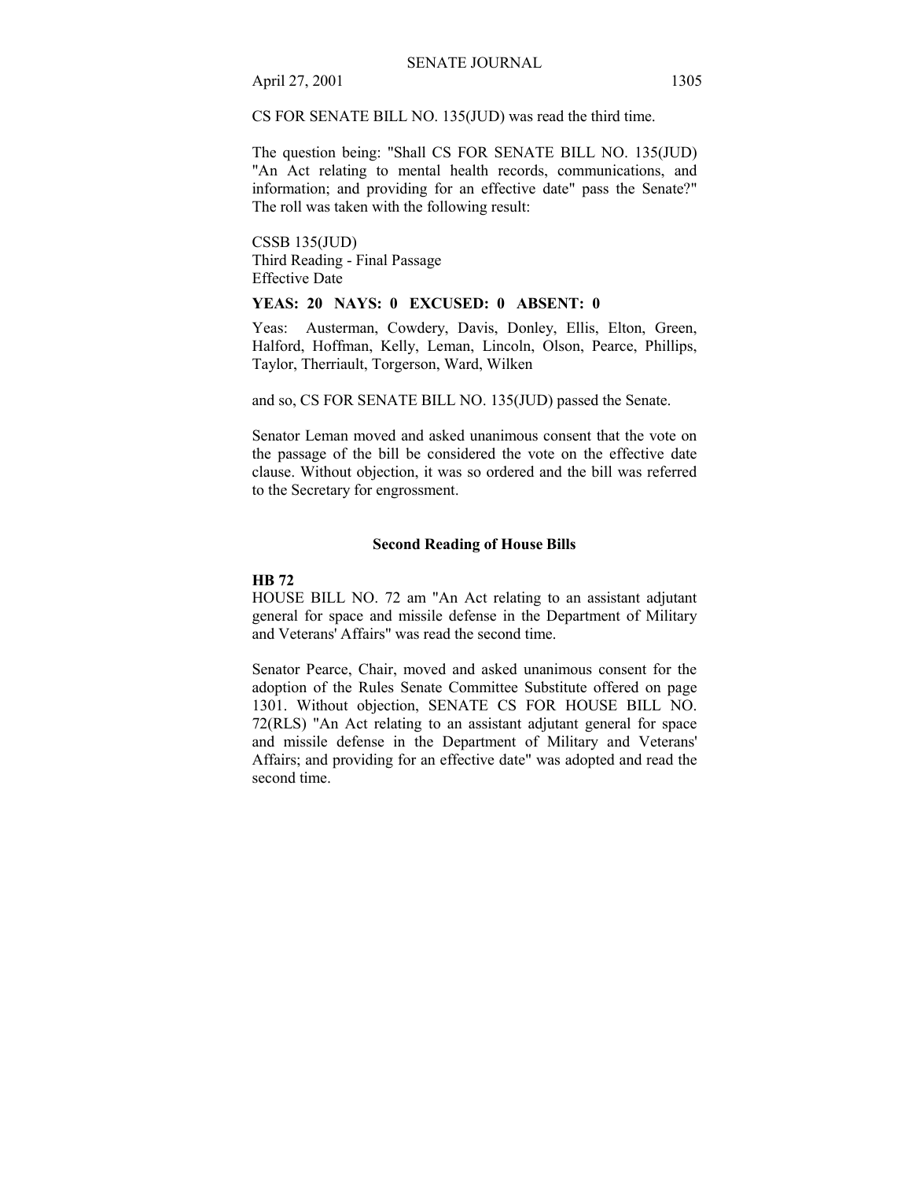CS FOR SENATE BILL NO. 135(JUD) was read the third time.

The question being: "Shall CS FOR SENATE BILL NO. 135(JUD) "An Act relating to mental health records, communications, and information; and providing for an effective date" pass the Senate?" The roll was taken with the following result:

CSSB 135(JUD)
Third Reading - Final Passage
Effective Date

**YEAS: 20 NAYS: 0 EXCUSED: 0 ABSENT: 0**

Yeas: Austerman, Cowdery, Davis, Donley, Ellis, Elton, Green, Halford, Hoffman, Kelly, Leman, Lincoln, Olson, Pearce, Phillips, Taylor, Therriault, Torgerson, Ward, Wilken

and so, CS FOR SENATE BILL NO. 135(JUD) passed the Senate.

Senator Leman moved and asked unanimous consent that the vote on the passage of the bill be considered the vote on the effective date clause. Without objection, it was so ordered and the bill was referred to the Secretary for engrossment.

## Second Reading of House Bills

**HB 72**
HOUSE BILL NO. 72 am "An Act relating to an assistant adjutant general for space and missile defense in the Department of Military and Veterans' Affairs" was read the second time.

Senator Pearce, Chair, moved and asked unanimous consent for the adoption of the Rules Senate Committee Substitute offered on page 1301. Without objection, SENATE CS FOR HOUSE BILL NO. 72(RLS) "An Act relating to an assistant adjutant general for space and missile defense in the Department of Military and Veterans' Affairs; and providing for an effective date" was adopted and read the second time.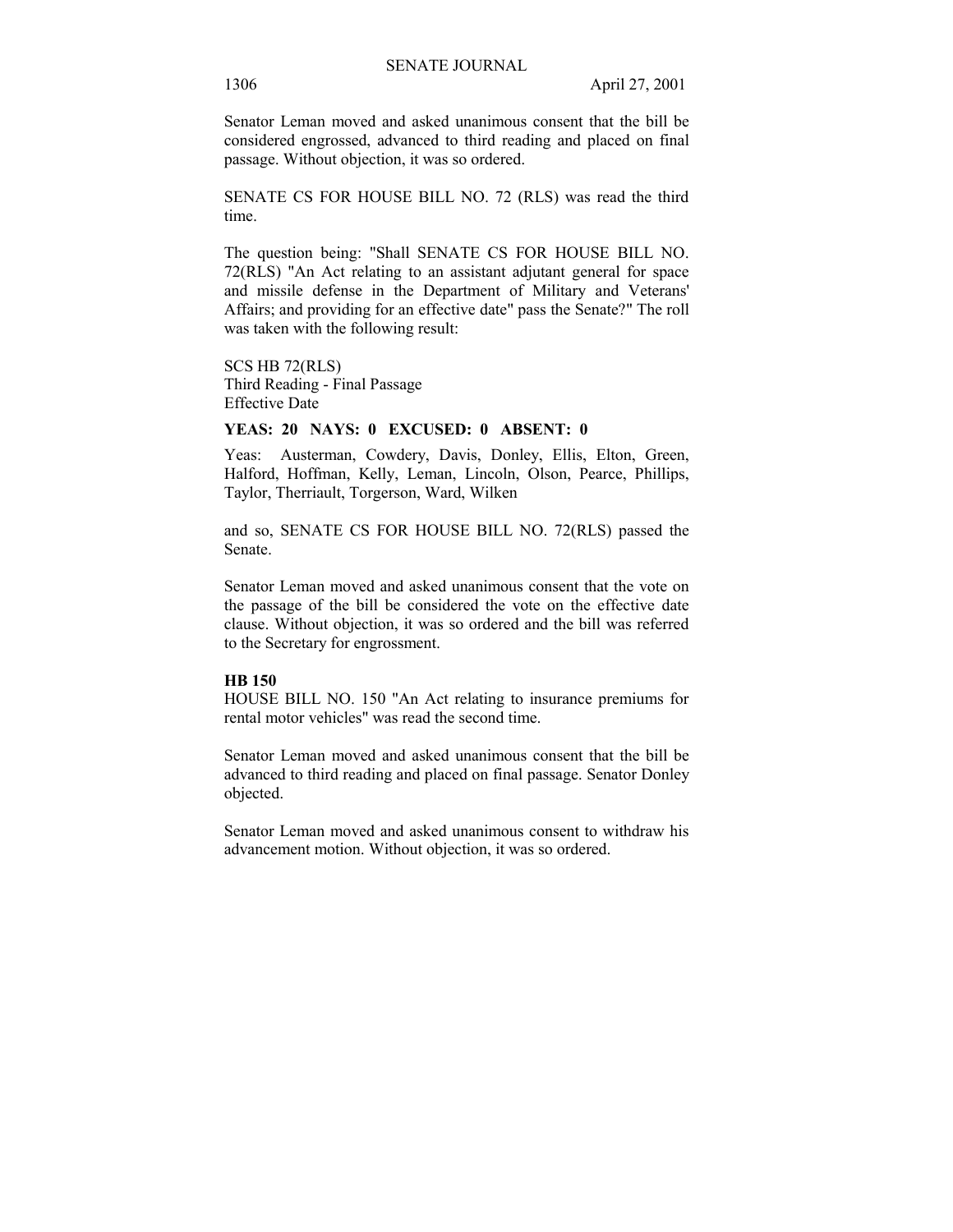Senator Leman moved and asked unanimous consent that the bill be considered engrossed, advanced to third reading and placed on final passage. Without objection, it was so ordered.

SENATE CS FOR HOUSE BILL NO. 72 (RLS) was read the third time.

The question being: "Shall SENATE CS FOR HOUSE BILL NO. 72(RLS) "An Act relating to an assistant adjutant general for space and missile defense in the Department of Military and Veterans' Affairs; and providing for an effective date" pass the Senate?" The roll was taken with the following result:

SCS HB 72(RLS)
Third Reading - Final Passage
Effective Date

**YEAS: 20 NAYS: 0 EXCUSED: 0 ABSENT: 0**

Yeas: Austerman, Cowdery, Davis, Donley, Ellis, Elton, Green, Halford, Hoffman, Kelly, Leman, Lincoln, Olson, Pearce, Phillips, Taylor, Therriault, Torgerson, Ward, Wilken

and so, SENATE CS FOR HOUSE BILL NO. 72(RLS) passed the Senate.

Senator Leman moved and asked unanimous consent that the vote on the passage of the bill be considered the vote on the effective date clause. Without objection, it was so ordered and the bill was referred to the Secretary for engrossment.

**HB 150**
HOUSE BILL NO. 150 "An Act relating to insurance premiums for rental motor vehicles" was read the second time.

Senator Leman moved and asked unanimous consent that the bill be advanced to third reading and placed on final passage. Senator Donley objected.

Senator Leman moved and asked unanimous consent to withdraw his advancement motion. Without objection, it was so ordered.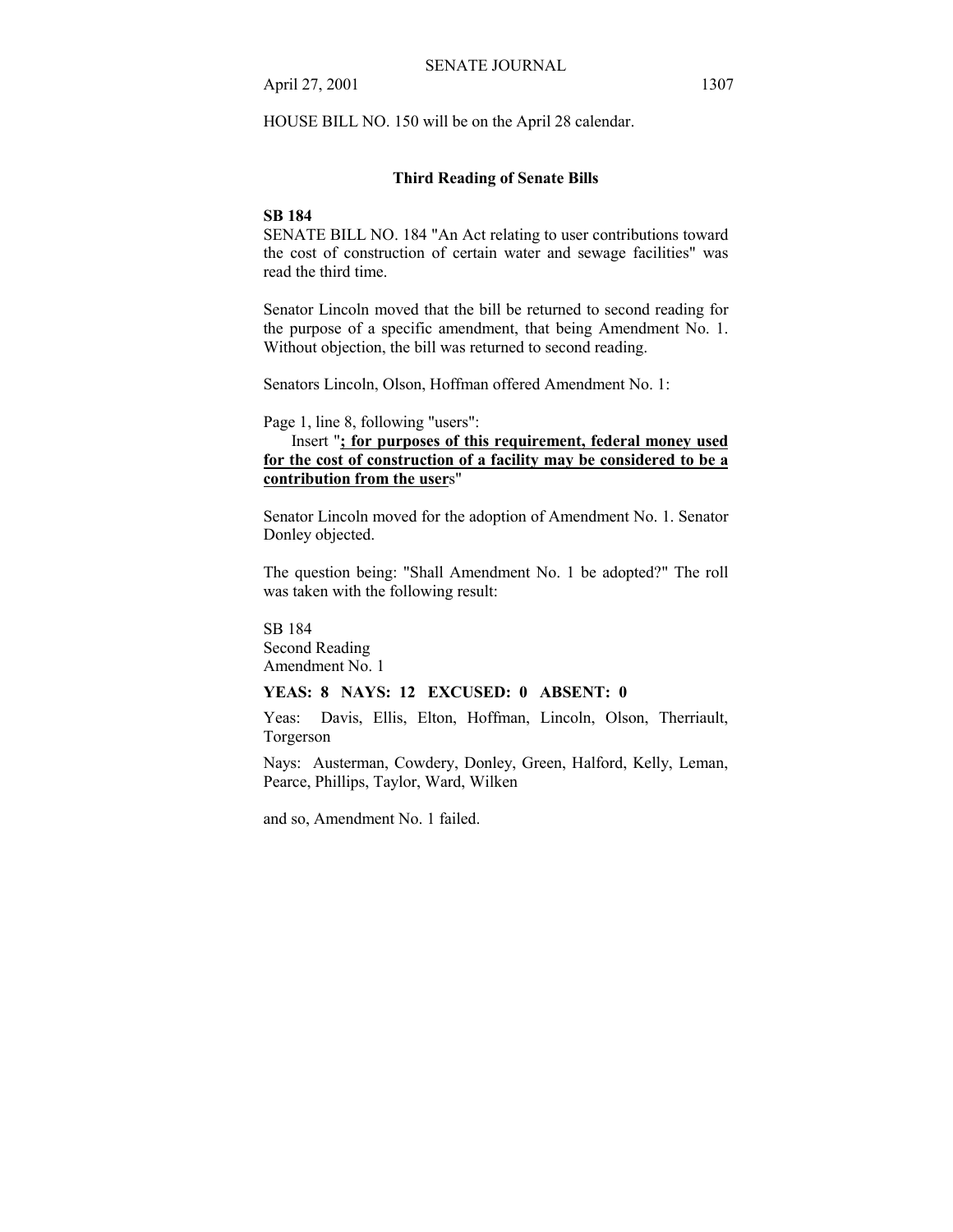HOUSE BILL NO. 150 will be on the April 28 calendar.

### Third Reading of Senate Bills

**SB 184**

SENATE BILL NO. 184 "An Act relating to user contributions toward the cost of construction of certain water and sewage facilities" was read the third time.

Senator Lincoln moved that the bill be returned to second reading for the purpose of a specific amendment, that being Amendment No. 1. Without objection, the bill was returned to second reading.

Senators Lincoln, Olson, Hoffman offered Amendment No. 1:

Page 1, line 8, following "users":

Insert "**<u>; for purposes of this requirement, federal money used for the cost of construction of a facility may be considered to be a contribution from the user</u>**s"

Senator Lincoln moved for the adoption of Amendment No. 1. Senator Donley objected.

The question being: "Shall Amendment No. 1 be adopted?" The roll was taken with the following result:

SB 184
Second Reading
Amendment No. 1

**YEAS: 8 NAYS: 12 EXCUSED: 0 ABSENT: 0**

Yeas: Davis, Ellis, Elton, Hoffman, Lincoln, Olson, Therriault, Torgerson

Nays: Austerman, Cowdery, Donley, Green, Halford, Kelly, Leman, Pearce, Phillips, Taylor, Ward, Wilken

and so, Amendment No. 1 failed.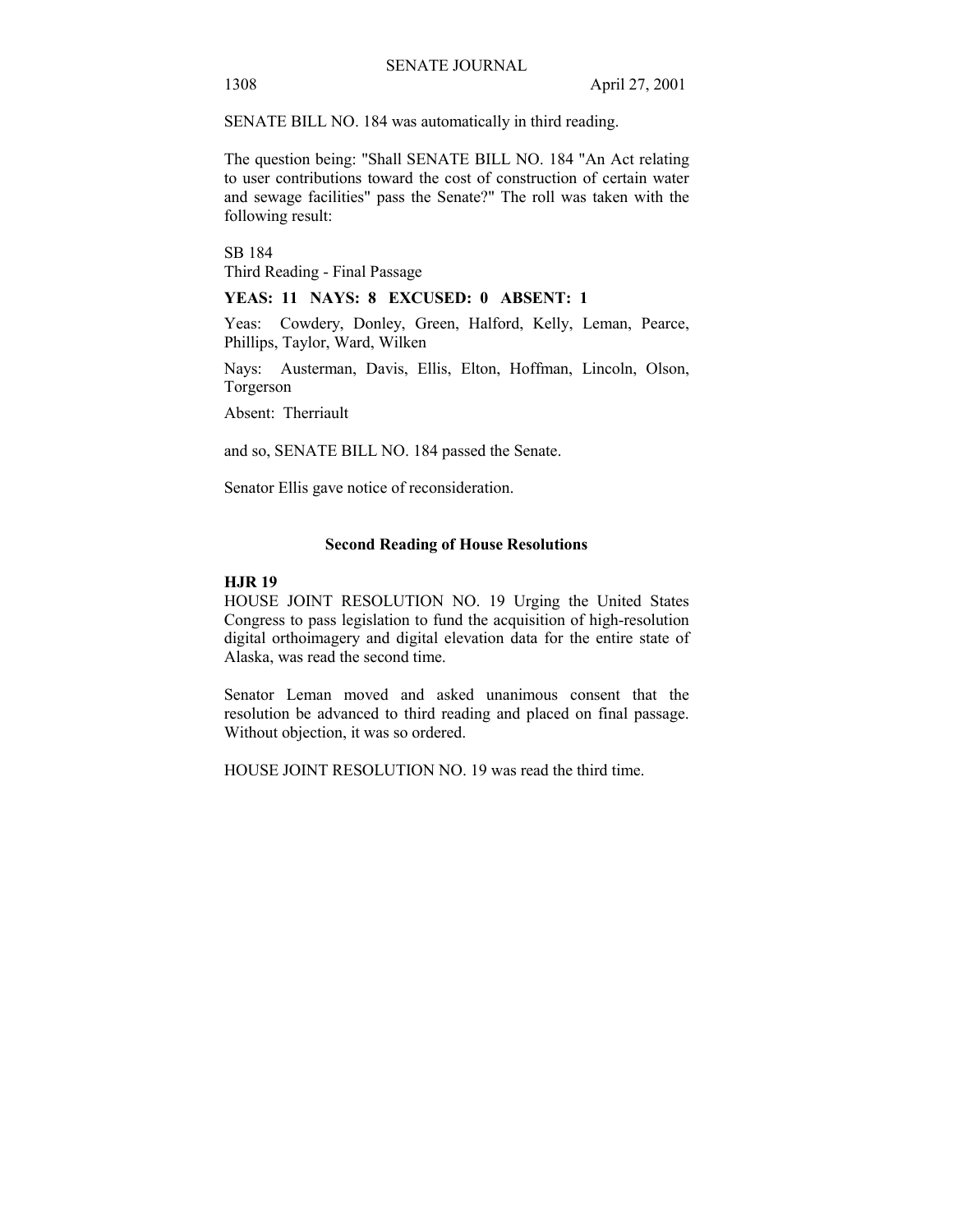SENATE BILL NO. 184 was automatically in third reading.

The question being: "Shall SENATE BILL NO. 184 "An Act relating to user contributions toward the cost of construction of certain water and sewage facilities" pass the Senate?" The roll was taken with the following result:

SB 184
Third Reading - Final Passage

**YEAS: 11 NAYS: 8 EXCUSED: 0 ABSENT: 1**

Yeas: Cowdery, Donley, Green, Halford, Kelly, Leman, Pearce, Phillips, Taylor, Ward, Wilken

Nays: Austerman, Davis, Ellis, Elton, Hoffman, Lincoln, Olson, Torgerson

Absent: Therriault

and so, SENATE BILL NO. 184 passed the Senate.

Senator Ellis gave notice of reconsideration.

## Second Reading of House Resolutions

**HJR 19**

HOUSE JOINT RESOLUTION NO. 19 Urging the United States Congress to pass legislation to fund the acquisition of high-resolution digital orthoimagery and digital elevation data for the entire state of Alaska, was read the second time.

Senator Leman moved and asked unanimous consent that the resolution be advanced to third reading and placed on final passage. Without objection, it was so ordered.

HOUSE JOINT RESOLUTION NO. 19 was read the third time.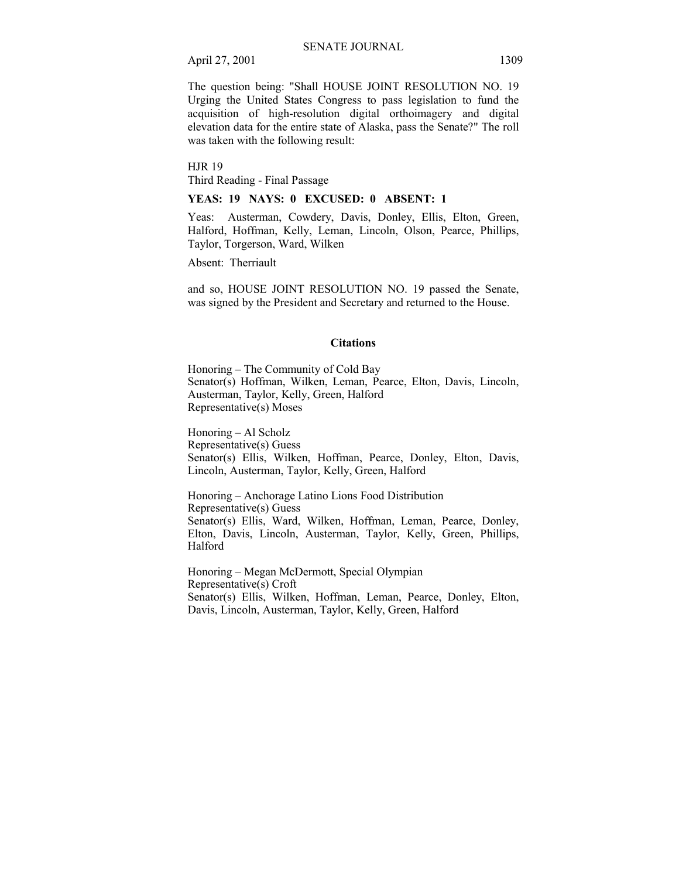The question being: "Shall HOUSE JOINT RESOLUTION NO. 19 Urging the United States Congress to pass legislation to fund the acquisition of high-resolution digital orthoimagery and digital elevation data for the entire state of Alaska, pass the Senate?" The roll was taken with the following result:

HJR 19
Third Reading - Final Passage

**YEAS: 19 NAYS: 0 EXCUSED: 0 ABSENT: 1**

Yeas: Austerman, Cowdery, Davis, Donley, Ellis, Elton, Green, Halford, Hoffman, Kelly, Leman, Lincoln, Olson, Pearce, Phillips, Taylor, Torgerson, Ward, Wilken

Absent: Therriault

and so, HOUSE JOINT RESOLUTION NO. 19 passed the Senate, was signed by the President and Secretary and returned to the House.

**Citations**

Honoring – The Community of Cold Bay
Senator(s) Hoffman, Wilken, Leman, Pearce, Elton, Davis, Lincoln, Austerman, Taylor, Kelly, Green, Halford
Representative(s) Moses

Honoring – Al Scholz
Representative(s) Guess
Senator(s) Ellis, Wilken, Hoffman, Pearce, Donley, Elton, Davis, Lincoln, Austerman, Taylor, Kelly, Green, Halford

Honoring – Anchorage Latino Lions Food Distribution
Representative(s) Guess
Senator(s) Ellis, Ward, Wilken, Hoffman, Leman, Pearce, Donley, Elton, Davis, Lincoln, Austerman, Taylor, Kelly, Green, Phillips, Halford

Honoring – Megan McDermott, Special Olympian
Representative(s) Croft
Senator(s) Ellis, Wilken, Hoffman, Leman, Pearce, Donley, Elton, Davis, Lincoln, Austerman, Taylor, Kelly, Green, Halford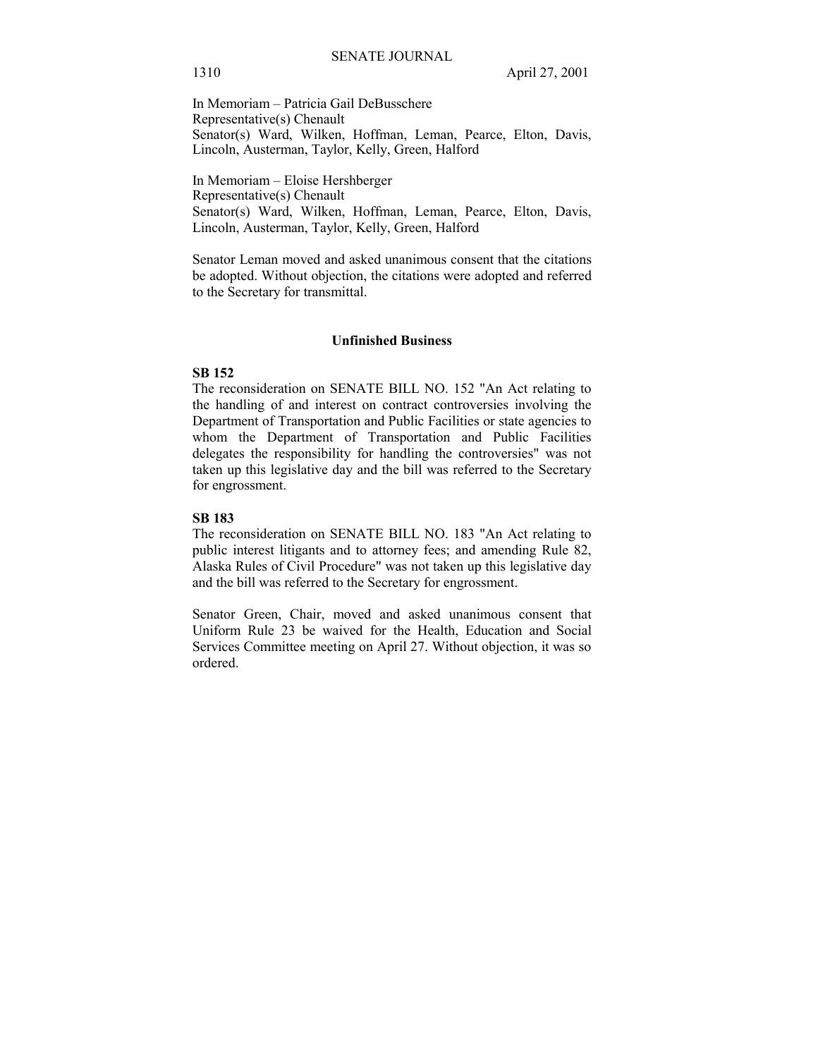In Memoriam – Patricia Gail DeBusschere
Representative(s) Chenault
Senator(s) Ward, Wilken, Hoffman, Leman, Pearce, Elton, Davis, Lincoln, Austerman, Taylor, Kelly, Green, Halford

In Memoriam – Eloise Hershberger
Representative(s) Chenault
Senator(s) Ward, Wilken, Hoffman, Leman, Pearce, Elton, Davis, Lincoln, Austerman, Taylor, Kelly, Green, Halford

Senator Leman moved and asked unanimous consent that the citations be adopted. Without objection, the citations were adopted and referred to the Secretary for transmittal.

## Unfinished Business

**SB 152**

The reconsideration on SENATE BILL NO. 152 "An Act relating to the handling of and interest on contract controversies involving the Department of Transportation and Public Facilities or state agencies to whom the Department of Transportation and Public Facilities delegates the responsibility for handling the controversies" was not taken up this legislative day and the bill was referred to the Secretary for engrossment.

**SB 183**

The reconsideration on SENATE BILL NO. 183 "An Act relating to public interest litigants and to attorney fees; and amending Rule 82, Alaska Rules of Civil Procedure" was not taken up this legislative day and the bill was referred to the Secretary for engrossment.

Senator Green, Chair, moved and asked unanimous consent that Uniform Rule 23 be waived for the Health, Education and Social Services Committee meeting on April 27. Without objection, it was so ordered.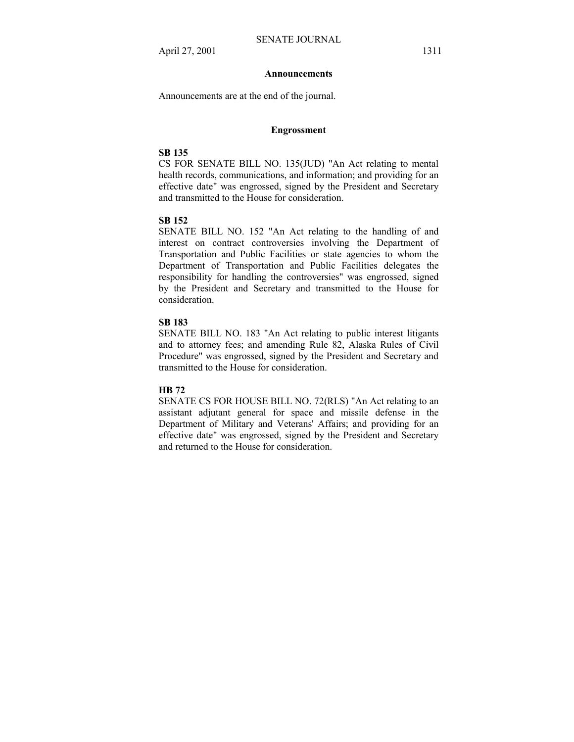## Announcements

Announcements are at the end of the journal.

## Engrossment

**SB 135**

CS FOR SENATE BILL NO. 135(JUD) "An Act relating to mental health records, communications, and information; and providing for an effective date" was engrossed, signed by the President and Secretary and transmitted to the House for consideration.

**SB 152**

SENATE BILL NO. 152 "An Act relating to the handling of and interest on contract controversies involving the Department of Transportation and Public Facilities or state agencies to whom the Department of Transportation and Public Facilities delegates the responsibility for handling the controversies" was engrossed, signed by the President and Secretary and transmitted to the House for consideration.

**SB 183**

SENATE BILL NO. 183 "An Act relating to public interest litigants and to attorney fees; and amending Rule 82, Alaska Rules of Civil Procedure" was engrossed, signed by the President and Secretary and transmitted to the House for consideration.

**HB 72**

SENATE CS FOR HOUSE BILL NO. 72(RLS) "An Act relating to an assistant adjutant general for space and missile defense in the Department of Military and Veterans' Affairs; and providing for an effective date" was engrossed, signed by the President and Secretary and returned to the House for consideration.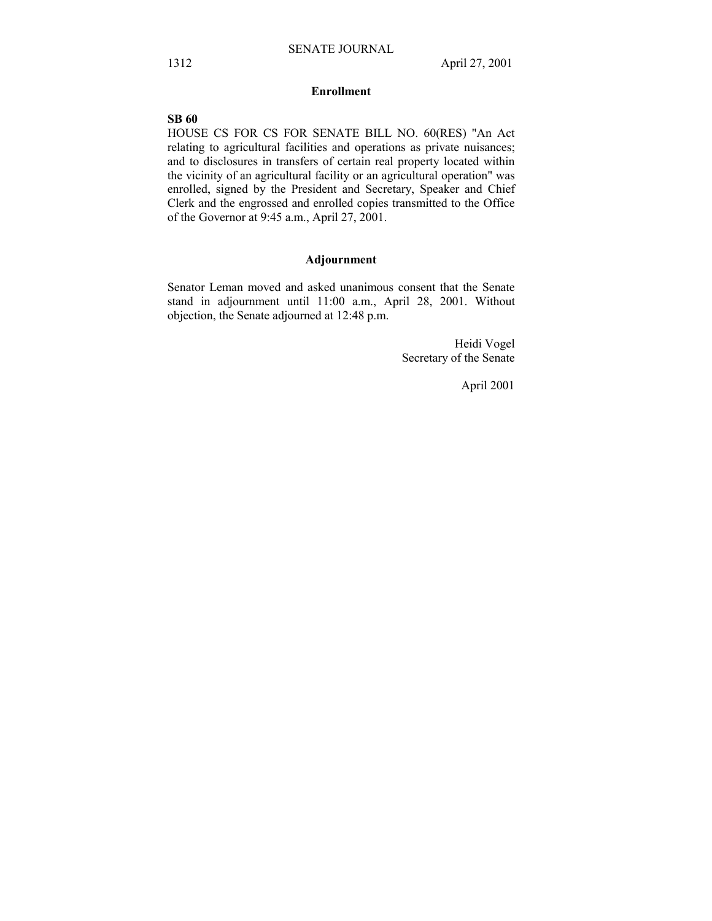## Enrollment

**SB 60**

HOUSE CS FOR CS FOR SENATE BILL NO. 60(RES) "An Act relating to agricultural facilities and operations as private nuisances; and to disclosures in transfers of certain real property located within the vicinity of an agricultural facility or an agricultural operation" was enrolled, signed by the President and Secretary, Speaker and Chief Clerk and the engrossed and enrolled copies transmitted to the Office of the Governor at 9:45 a.m., April 27, 2001.

## Adjournment

Senator Leman moved and asked unanimous consent that the Senate stand in adjournment until 11:00 a.m., April 28, 2001. Without objection, the Senate adjourned at 12:48 p.m.

Heidi Vogel
Secretary of the Senate

April 2001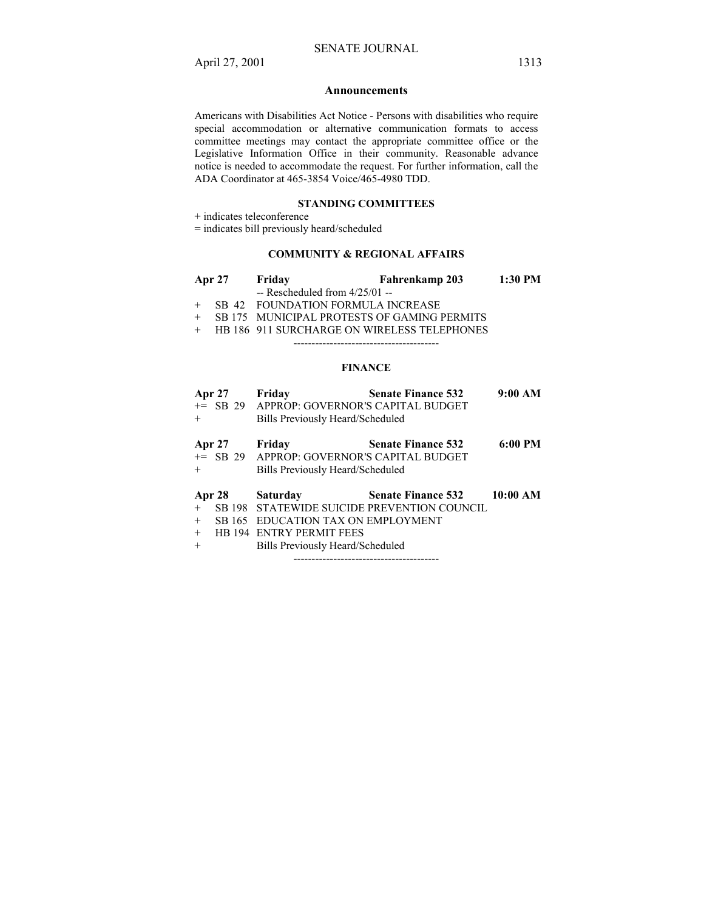## Announcements

Americans with Disabilities Act Notice - Persons with disabilities who require special accommodation or alternative communication formats to access committee meetings may contact the appropriate committee office or the Legislative Information Office in their community. Reasonable advance notice is needed to accommodate the request. For further information, call the ADA Coordinator at 465-3854 Voice/465-4980 TDD.

### STANDING COMMITTEES

+ indicates teleconference

= indicates bill previously heard/scheduled

### COMMUNITY & REGIONAL AFFAIRS

| **Apr 27** | **Friday** | **Fahrenkamp 203** | **1:30 PM** |
|---|---|---|---|
| | -- Rescheduled from 4/25/01 -- | | |
| + SB 42 | FOUNDATION FORMULA INCREASE | | |
| + SB 175 | MUNICIPAL PROTESTS OF GAMING PERMITS | | |
| + HB 186 | 911 SURCHARGE ON WIRELESS TELEPHONES | | |

----------------------------------------

### FINANCE

| **Apr 27** | **Friday** | **Senate Finance 532** | **9:00 AM** |
|---|---|---|---|
| += SB 29 | APPROP: GOVERNOR'S CAPITAL BUDGET | | |
| + | Bills Previously Heard/Scheduled | | |

| **Apr 27** | **Friday** | **Senate Finance 532** | **6:00 PM** |
|---|---|---|---|
| += SB 29 | APPROP: GOVERNOR'S CAPITAL BUDGET | | |
| + | Bills Previously Heard/Scheduled | | |

| **Apr 28** | **Saturday** | **Senate Finance 532** | **10:00 AM** |
|---|---|---|---|
| + SB 198 | STATEWIDE SUICIDE PREVENTION COUNCIL | | |
| + SB 165 | EDUCATION TAX ON EMPLOYMENT | | |
| + HB 194 | ENTRY PERMIT FEES | | |
| + | Bills Previously Heard/Scheduled | | |

----------------------------------------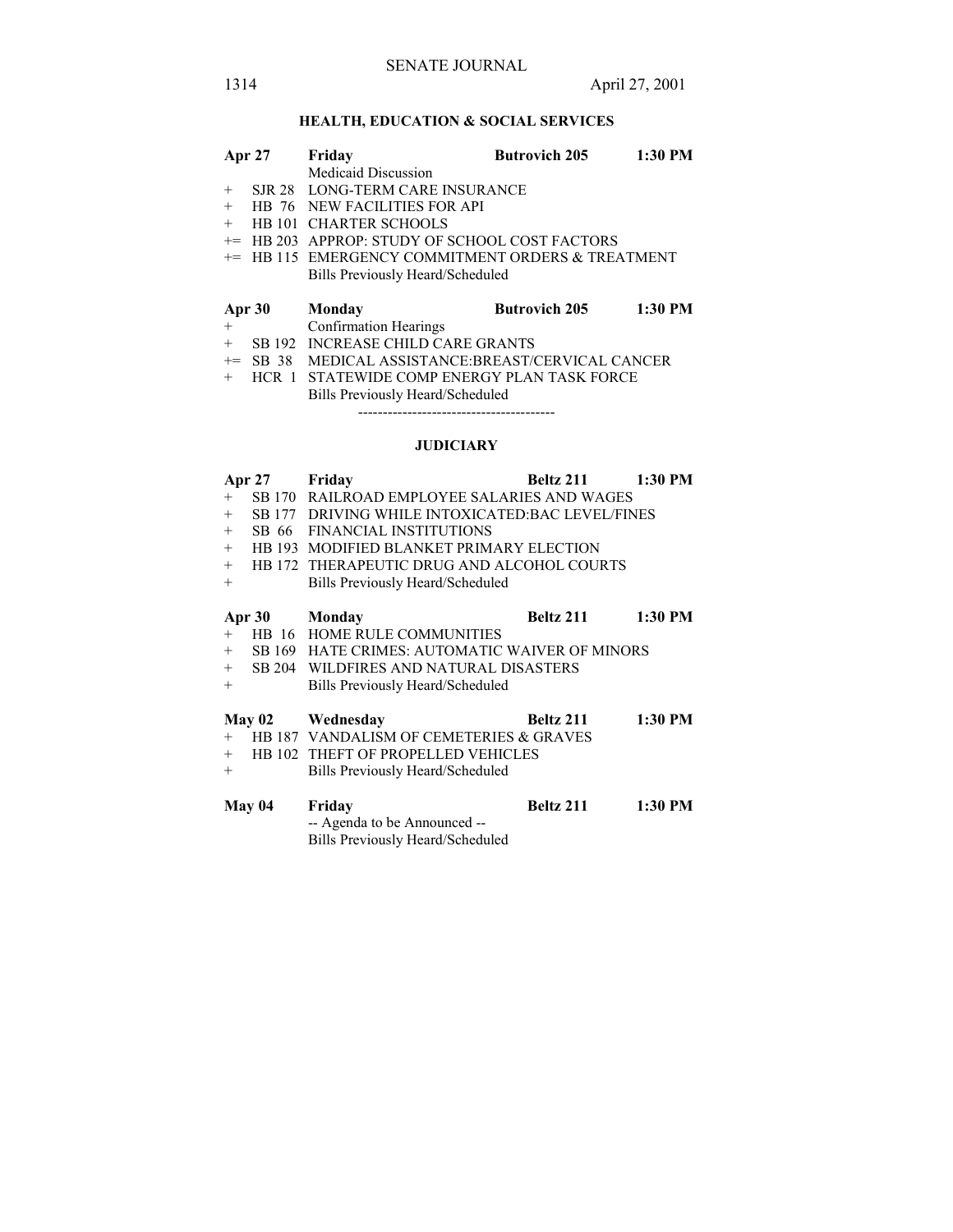## HEALTH, EDUCATION & SOCIAL SERVICES

| | | | | |
|---|---|---|---|---|
| **Apr 27** | | **Friday** | **Butrovich 205** | **1:30 PM** |
| | | Medicaid Discussion | | |
| + | SJR 28 | LONG-TERM CARE INSURANCE | | |
| + | HB 76 | NEW FACILITIES FOR API | | |
| + | HB 101 | CHARTER SCHOOLS | | |
| += | HB 203 | APPROP: STUDY OF SCHOOL COST FACTORS | | |
| += | HB 115 | EMERGENCY COMMITMENT ORDERS & TREATMENT | | |
| | | Bills Previously Heard/Scheduled | | |

| | | | | |
|---|---|---|---|---|
| **Apr 30** | | **Monday** | **Butrovich 205** | **1:30 PM** |
| + | | Confirmation Hearings | | |
| + | SB 192 | INCREASE CHILD CARE GRANTS | | |
| += | SB 38 | MEDICAL ASSISTANCE:BREAST/CERVICAL CANCER | | |
| + | HCR 1 | STATEWIDE COMP ENERGY PLAN TASK FORCE | | |
| | | Bills Previously Heard/Scheduled | | |

----------------------------------------

## JUDICIARY

| | | | | |
|---|---|---|---|---|
| **Apr 27** | | **Friday** | **Beltz 211** | **1:30 PM** |
| + | SB 170 | RAILROAD EMPLOYEE SALARIES AND WAGES | | |
| + | SB 177 | DRIVING WHILE INTOXICATED:BAC LEVEL/FINES | | |
| + | SB 66 | FINANCIAL INSTITUTIONS | | |
| + | HB 193 | MODIFIED BLANKET PRIMARY ELECTION | | |
| + | HB 172 | THERAPEUTIC DRUG AND ALCOHOL COURTS | | |
| + | | Bills Previously Heard/Scheduled | | |

| | | | | |
|---|---|---|---|---|
| **Apr 30** | | **Monday** | **Beltz 211** | **1:30 PM** |
| + | HB 16 | HOME RULE COMMUNITIES | | |
| + | SB 169 | HATE CRIMES: AUTOMATIC WAIVER OF MINORS | | |
| + | SB 204 | WILDFIRES AND NATURAL DISASTERS | | |
| + | | Bills Previously Heard/Scheduled | | |

| | | | | |
|---|---|---|---|---|
| **May 02** | | **Wednesday** | **Beltz 211** | **1:30 PM** |
| + | HB 187 | VANDALISM OF CEMETERIES & GRAVES | | |
| + | HB 102 | THEFT OF PROPELLED VEHICLES | | |
| + | | Bills Previously Heard/Scheduled | | |

| | | | | |
|---|---|---|---|---|
| **May 04** | | **Friday** | **Beltz 211** | **1:30 PM** |
| | | -- Agenda to be Announced -- | | |
| | | Bills Previously Heard/Scheduled | | |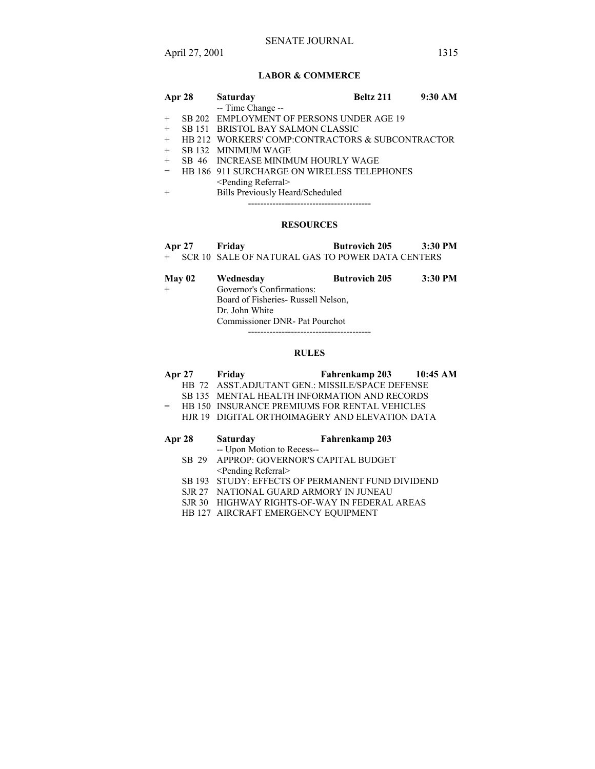### LABOR & COMMERCE

**Apr 28** **Saturday** **Beltz 211** **9:30 AM**

-- Time Change --

\+ SB 202 EMPLOYMENT OF PERSONS UNDER AGE 19
\+ SB 151 BRISTOL BAY SALMON CLASSIC
\+ HB 212 WORKERS' COMP:CONTRACTORS & SUBCONTRACTOR
\+ SB 132 MINIMUM WAGE
\+ SB 46 INCREASE MINIMUM HOURLY WAGE
= HB 186 911 SURCHARGE ON WIRELESS TELEPHONES
<Pending Referral>
\+ Bills Previously Heard/Scheduled

----------------------------------------

### RESOURCES

**Apr 27** **Friday** **Butrovich 205** **3:30 PM**

\+ SCR 10 SALE OF NATURAL GAS TO POWER DATA CENTERS

**May 02** **Wednesday** **Butrovich 205** **3:30 PM**

\+ Governor's Confirmations:
Board of Fisheries- Russell Nelson,
Dr. John White
Commissioner DNR- Pat Pourchot

----------------------------------------

### RULES

**Apr 27** **Friday** **Fahrenkamp 203** **10:45 AM**

HB 72 ASST.ADJUTANT GEN.: MISSILE/SPACE DEFENSE
SB 135 MENTAL HEALTH INFORMATION AND RECORDS
= HB 150 INSURANCE PREMIUMS FOR RENTAL VEHICLES
HJR 19 DIGITAL ORTHOIMAGERY AND ELEVATION DATA

**Apr 28** **Saturday** **Fahrenkamp 203**

-- Upon Motion to Recess--

SB 29 APPROP: GOVERNOR'S CAPITAL BUDGET
<Pending Referral>
SB 193 STUDY: EFFECTS OF PERMANENT FUND DIVIDEND
SJR 27 NATIONAL GUARD ARMORY IN JUNEAU
SJR 30 HIGHWAY RIGHTS-OF-WAY IN FEDERAL AREAS
HB 127 AIRCRAFT EMERGENCY EQUIPMENT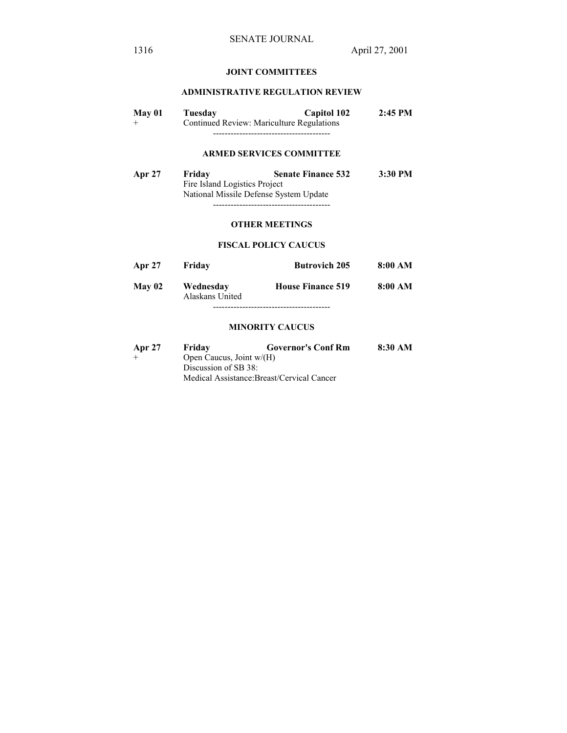## JOINT COMMITTEES

### ADMINISTRATIVE REGULATION REVIEW

| | | | |
|---|---|---|---|
| **May 01** | **Tuesday** | **Capitol 102** | **2:45 PM** |
| + | Continued Review: Mariculture Regulations | | |

----------------------------------------

### ARMED SERVICES COMMITTEE

| | | | |
|---|---|---|---|
| **Apr 27** | **Friday** | **Senate Finance 532** | **3:30 PM** |
| | Fire Island Logistics Project<br>National Missile Defense System Update | | |

----------------------------------------

## OTHER MEETINGS

### FISCAL POLICY CAUCUS

| | | | |
|---|---|---|---|
| **Apr 27** | **Friday** | **Butrovich 205** | **8:00 AM** |
| **May 02** | **Wednesday**<br>Alaskans United | **House Finance 519** | **8:00 AM** |

----------------------------------------

### MINORITY CAUCUS

| | | | |
|---|---|---|---|
| **Apr 27** | **Friday** | **Governor's Conf Rm** | **8:30 AM** |
| + | Open Caucus, Joint w/(H)<br>Discussion of SB 38:<br>Medical Assistance:Breast/Cervical Cancer | | |